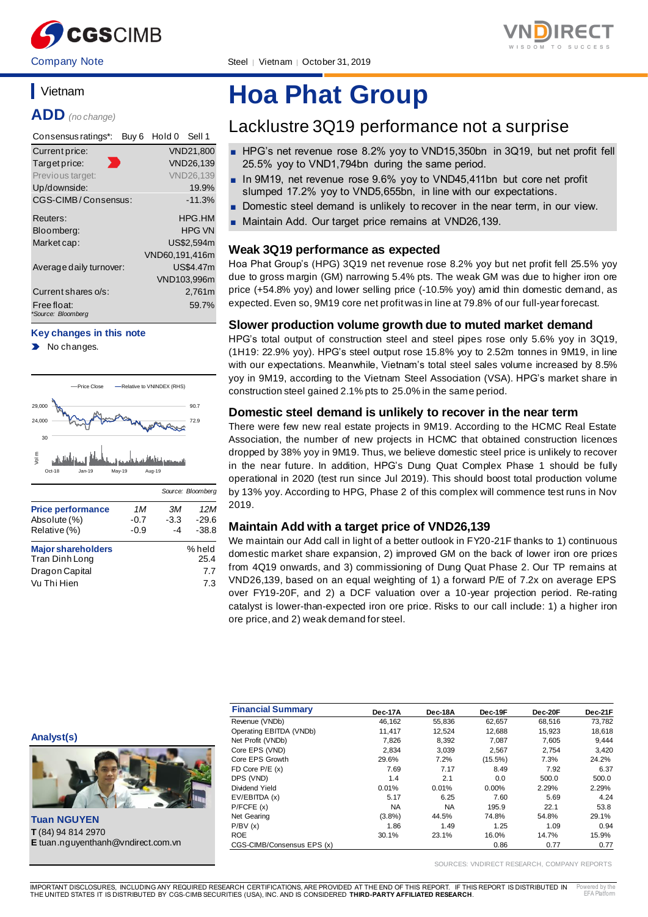Company Note | Steel | Vietnam | October 31, 2019

# Hoa Phat Group

## Lacklustre 3Q19 performance not a surprise

- HPG's net revenue rose 8.2% yoy to VND15,350bn in 3Q19, but net profit fell 25.5% yoy to VND1,794bn during the same period.
- In 9M19, net revenue rose 9.6% yoy to VND45,411bn but core net profit slumped 17.2% yoy to VND5,655bn, in line with our expectations.
- Domestic steel demand is unlikely to recover in the near term, in our view.
- Maintain Add. Our target price remains at VND26,139.

### Vietnam

**ADD** *(no change)*

| Consensus ratings*: | Buy 6 Hold 0 Sell 1 |
|---|---|
| Current price: | VND21,800 |
| Target price: | VND26,139 |
| Previous target: | VND26,139 |
| Up/downside: | 19.9% |
| CGS-CIMB / Consensus: | -11.3% |
| Reuters: | HPG.HM |
| Bloomberg: | HPG VN |
| Market cap: | US$2,594m |
| | VND60,191,416m |
| Average daily turnover: | US$4.47m |
| | VND103,996m |
| Current shares o/s: | 2,761m |
| Free float: | 59.7% |

*Source: Bloomberg

**Key changes in this note**

- No changes.

Source: Bloomberg

| Price performance | 1M | 3M | 12M |
|---|---|---|---|
| Absolute (%) | -0.7 | -3.3 | -29.6 |
| Relative (%) | -0.9 | -4 | -38.8 |

| Major shareholders | % held |
|---|---|
| Tran Dinh Long | 25.4 |
| Dragon Capital | 7.7 |
| Vu Thi Hien | 7.3 |

### Weak 3Q19 performance as expected

Hoa Phat Group's (HPG) 3Q19 net revenue rose 8.2% yoy but net profit fell 25.5% yoy due to gross margin (GM) narrowing 5.4% pts. The weak GM was due to higher iron ore price (+54.8% yoy) and lower selling price (-10.5% yoy) amid thin domestic demand, as expected. Even so, 9M19 core net profit was in line at 79.8% of our full-year forecast.

### Slower production volume growth due to muted market demand

HPG's total output of construction steel and steel pipes rose only 5.6% yoy in 3Q19, (1H19: 22.9% yoy). HPG's steel output rose 15.8% yoy to 2.52m tonnes in 9M19, in line with our expectations. Meanwhile, Vietnam's total steel sales volume increased by 8.5% yoy in 9M19, according to the Vietnam Steel Association (VSA). HPG's market share in construction steel gained 2.1% pts to 25.0% in the same period.

### Domestic steel demand is unlikely to recover in the near term

There were few new real estate projects in 9M19. According to the HCMC Real Estate Association, the number of new projects in HCMC that obtained construction licences dropped by 38% yoy in 9M19. Thus, we believe domestic steel price is unlikely to recover in the near future. In addition, HPG's Dung Quat Complex Phase 1 should be fully operational in 2020 (test run since Jul 2019). This should boost total production volume by 13% yoy. According to HPG, Phase 2 of this complex will commence test runs in Nov 2019.

### Maintain Add with a target price of VND26,139

We maintain our Add call in light of a better outlook in FY20-21F thanks to 1) continuous domestic market share expansion, 2) improved GM on the back of lower iron ore prices from 4Q19 onwards, and 3) commissioning of Dung Quat Phase 2. Our TP remains at VND26,139, based on an equal weighting of 1) a forward P/E of 7.2x on average EPS over FY19-20F, and 2) a DCF valuation over a 10-year projection period. Re-rating catalyst is lower-than-expected iron ore price. Risks to our call include: 1) a higher iron ore price, and 2) weak demand for steel.

**Analyst(s)**

**Tuan NGUYEN**
**T** (84) 94 814 2970
**E** tuan.nguyenthanh@vndirect.com.vn

| Financial Summary | Dec-17A | Dec-18A | Dec-19F | Dec-20F | Dec-21F |
|---|---|---|---|---|---|
| Revenue (VNDb) | 46,162 | 55,836 | 62,657 | 68,516 | 73,782 |
| Operating EBITDA (VNDb) | 11,417 | 12,524 | 12,688 | 15,923 | 18,618 |
| Net Profit (VNDb) | 7,826 | 8,392 | 7,087 | 7,605 | 9,444 |
| Core EPS (VND) | 2,834 | 3,039 | 2,567 | 2,754 | 3,420 |
| Core EPS Growth | 29.6% | 7.2% | (15.5%) | 7.3% | 24.2% |
| FD Core P/E (x) | 7.69 | 7.17 | 8.49 | 7.92 | 6.37 |
| DPS (VND) | 1.4 | 2.1 | 0.0 | 500.0 | 500.0 |
| Dividend Yield | 0.01% | 0.01% | 0.00% | 2.29% | 2.29% |
| EV/EBITDA (x) | 5.17 | 6.25 | 7.60 | 5.69 | 4.24 |
| P/FCFE (x) | NA | NA | 195.9 | 22.1 | 53.8 |
| Net Gearing | (3.8%) | 44.5% | 74.8% | 54.8% | 29.1% |
| P/BV (x) | 1.86 | 1.49 | 1.25 | 1.09 | 0.94 |
| ROE | 30.1% | 23.1% | 16.0% | 14.7% | 15.9% |
| CGS-CIMB/Consensus EPS (x) | | | 0.86 | 0.77 | 0.77 |

SOURCES: VNDIRECT RESEARCH, COMPANY REPORTS

IMPORTANT DISCLOSURES, INCLUDING ANY REQUIRED RESEARCH CERTIFICATIONS, ARE PROVIDED AT THE END OF THIS REPORT. IF THIS REPORT IS DISTRIBUTED IN THE UNITED STATES IT IS DISTRIBUTED BY CGS-CIMB SECURITIES (USA), INC. AND IS CONSIDERED **THIRD-PARTY AFFILIATED RESEARCH**.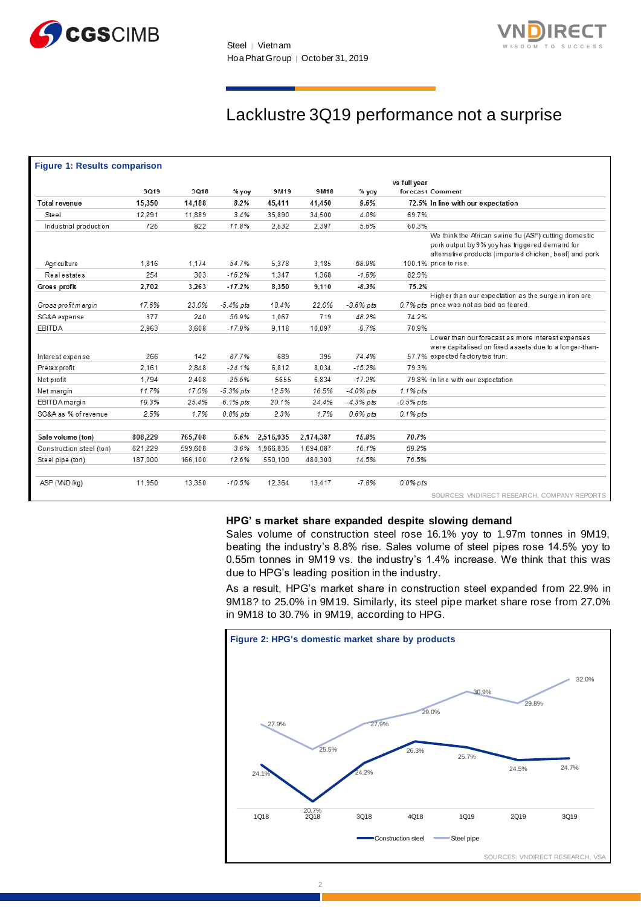# Lacklustre 3Q19 performance not a surprise

**Figure 1: Results comparison**

| | 3Q19 | 3Q18 | % yoy | 9M19 | 9M18 | % yoy | vs full year forecast | Comment |
|---|---|---|---|---|---|---|---|---|
| **Total revenue** | **15,350** | **14,188** | **8.2%** | **45,411** | **41,450** | **9.6%** | **72.5%** | **In line with our expectation** |
| Steel | 12,291 | 11,889 | 3.4% | 35,890 | 34,500 | 4.0% | 69.7% | |
| Industrial production | 725 | 822 | -11.8% | 2,532 | 2,397 | 5.6% | 60.3% | |
| Agriculture | 1,816 | 1,174 | 54.7% | 5,378 | 3,185 | 68.9% | 100.1% | We think the African swine flu (ASF) cutting domestic pork output by 9% yoy has triggered demand for alternative products (imported chicken, beef) and pork price to rise. |
| Real estates | 254 | 303 | -16.2% | 1,347 | 1,368 | -1.6% | 82.9% | |
| **Gross profit** | **2,702** | **3,263** | **-17.2%** | **8,350** | **9,110** | **-8.3%** | **75.2%** | |
| *Gross profit margin* | *17.6%* | *23.0%* | *-5.4% pts* | *18.4%* | *22.0%* | *-3.6% pts* | *0.7% pts* | Higher than our expectation as the surge in iron ore price was not as bad as feared. |
| SG&A expense | 377 | 240 | 56.9% | 1,067 | 719 | 48.2% | 74.2% | |
| EBITDA | 2,963 | 3,608 | -17.9% | 9,118 | 10,097 | -9.7% | 70.9% | |
| Interest expense | 266 | 142 | 87.7% | 689 | 395 | 74.4% | 57.7% | Lower than our forecast as more interest expenses were capitalised on fixed assets due to a longer-than-expected factory tes trun. |
| Pretax profit | 2,161 | 2,848 | -24.1% | 6,812 | 8,034 | -15.2% | 79.3% | |
| Net profit | 1,794 | 2,408 | -25.5% | 5655 | 6,834 | -17.2% | 79.8% | In line with our expectation |
| Net margin | 11.7% | 17.0% | -5.3% pts | 12.5% | 16.5% | -4.0% pts | 1.1% pts | |
| EBITDA margin | 19.3% | 25.4% | -6.1% pts | 20.1% | 24.4% | -4.3% pts | -0.5% pts | |
| SG&A as % of revenue | 2.5% | 1.7% | 0.8% pts | 2.3% | 1.7% | 0.6% pts | 0.1% pts | |
| | | | | | | | | |
| **Sale volume (ton)** | **808,229** | **765,708** | **5.6%** | **2,516,935** | **2,174,387** | **15.8%** | **70.7%** | |
| Construction steel (ton) | 621,229 | 599,608 | 3.6% | 1,966,835 | 1,694,087 | 16.1% | 69.2% | |
| Steel pipe (ton) | 187,000 | 166,100 | 12.6% | 550,100 | 480,300 | 14.5% | 76.5% | |
| | | | | | | | | |
| ASP (VND/kg) | 11,950 | 13,350 | -10.5% | 12,364 | 13,417 | -7.8% | 0.0% pts | |

SOURCES: VNDIRECT RESEARCH, COMPANY REPORTS

### HPG' s market share expanded despite slowing demand

Sales volume of construction steel rose 16.1% yoy to 1.97m tonnes in 9M19, beating the industry's 8.8% rise. Sales volume of steel pipes rose 14.5% yoy to 0.55m tonnes in 9M19 vs. the industry's 1.4% increase. We think that this was due to HPG's leading position in the industry.

As a result, HPG's market share in construction steel expanded from 22.9% in 9M18? to 25.0% in 9M19. Similarly, its steel pipe market share rose from 27.0% in 9M18 to 30.7% in 9M19, according to HPG.

**Figure 2: HPG's domestic market share by products**

| | 1Q18 | 2Q18 | 3Q18 | 4Q18 | 1Q19 | 2Q19 | 3Q19 |
|---|---|---|---|---|---|---|---|
| Construction steel | 24.1% | 20.7% | 24.2% | 26.3% | 25.7% | 24.5% | 24.7% |
| Steel pipe | 27.9% | 25.5% | 27.9% | 29.0% | 30.9% | 29.8% | 32.0% |

SOURCES: VNDIRECT RESEARCH, VSA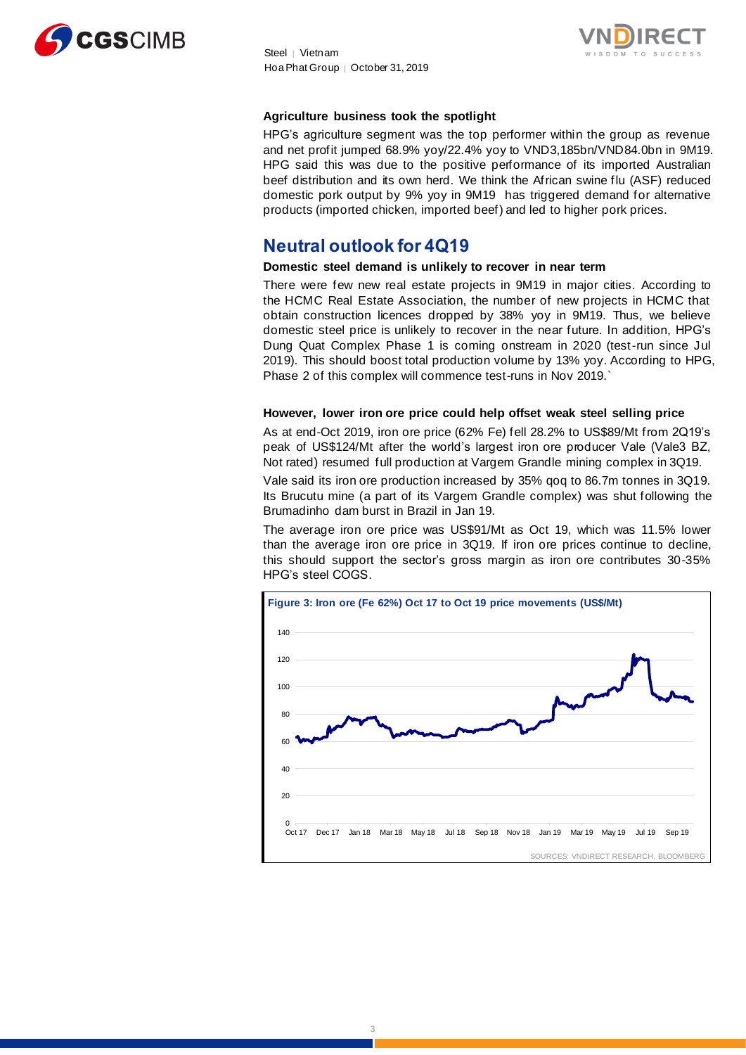**Agriculture business took the spotlight**

HPG's agriculture segment was the top performer within the group as revenue and net profit jumped 68.9% yoy/22.4% yoy to VND3,185bn/VND84.0bn in 9M19. HPG said this was due to the positive performance of its imported Australian beef distribution and its own herd. We think the African swine flu (ASF) reduced domestic pork output by 9% yoy in 9M19 has triggered demand for alternative products (imported chicken, imported beef) and led to higher pork prices.

## Neutral outlook for 4Q19

**Domestic steel demand is unlikely to recover in near term**

There were few new real estate projects in 9M19 in major cities. According to the HCMC Real Estate Association, the number of new projects in HCMC that obtain construction licences dropped by 38% yoy in 9M19. Thus, we believe domestic steel price is unlikely to recover in the near future. In addition, HPG's Dung Quat Complex Phase 1 is coming onstream in 2020 (test-run since Jul 2019). This should boost total production volume by 13% yoy. According to HPG, Phase 2 of this complex will commence test-runs in Nov 2019.`

**However, lower iron ore price could help offset weak steel selling price**

As at end-Oct 2019, iron ore price (62% Fe) fell 28.2% to US$89/Mt from 2Q19's peak of US$124/Mt after the world's largest iron ore producer Vale (Vale3 BZ, Not rated) resumed full production at Vargem Grandle mining complex in 3Q19.

Vale said its iron ore production increased by 35% qoq to 86.7m tonnes in 3Q19. Its Brucutu mine (a part of its Vargem Grandle complex) was shut following the Brumadinho dam burst in Brazil in Jan 19.

The average iron ore price was US$91/Mt as Oct 19, which was 11.5% lower than the average iron ore price in 3Q19. If iron ore prices continue to decline, this should support the sector's gross margin as iron ore contributes 30-35% HPG's steel COGS.

**Figure 3: Iron ore (Fe 62%) Oct 17 to Oct 19 price movements (US$/Mt)**

SOURCES: VNDIRECT RESEARCH, BLOOMBERG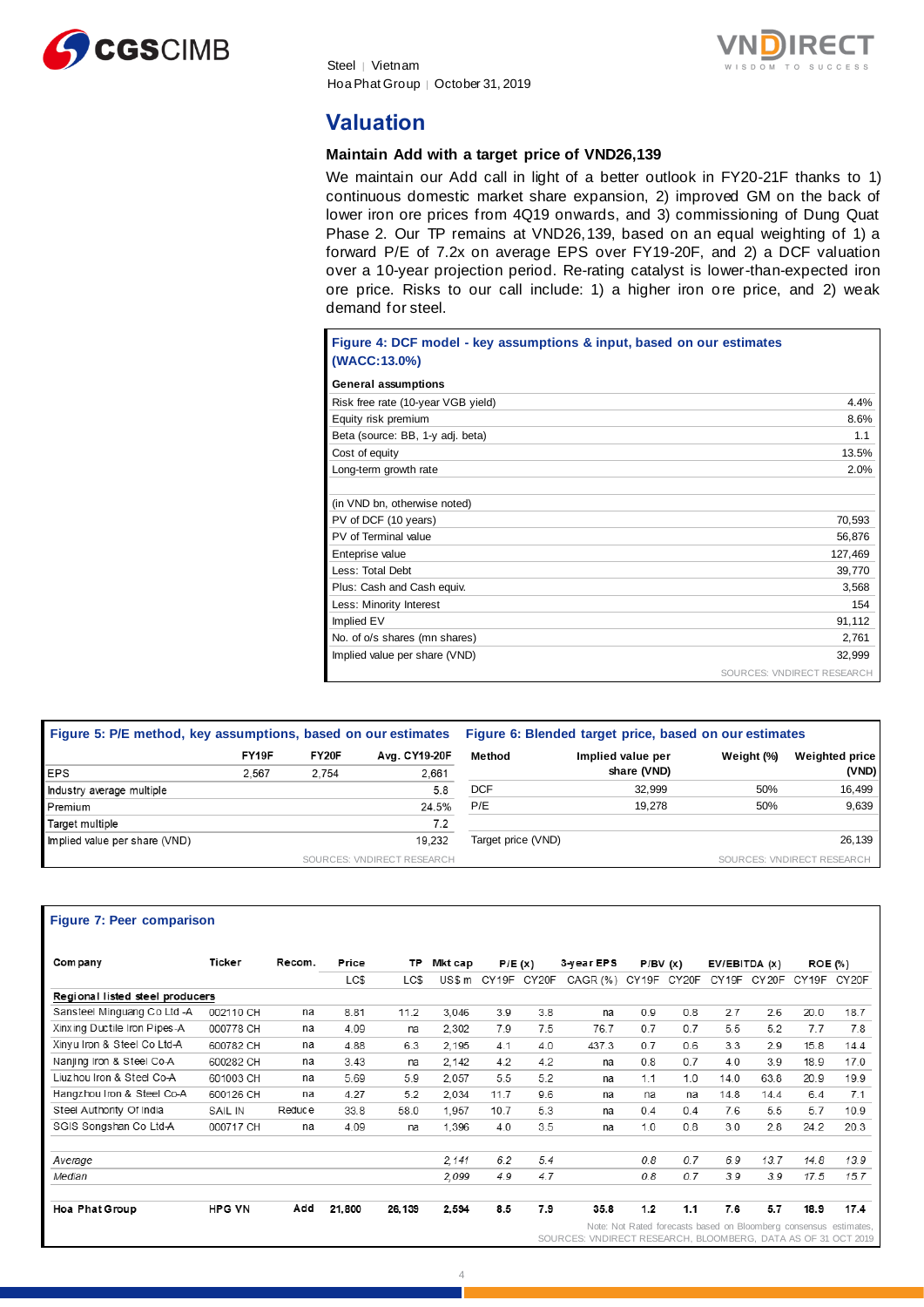## Valuation

### Maintain Add with a target price of VND26,139

We maintain our Add call in light of a better outlook in FY20-21F thanks to 1) continuous domestic market share expansion, 2) improved GM on the back of lower iron ore prices from 4Q19 onwards, and 3) commissioning of Dung Quat Phase 2. Our TP remains at VND26,139, based on an equal weighting of 1) a forward P/E of 7.2x on average EPS over FY19-20F, and 2) a DCF valuation over a 10-year projection period. Re-rating catalyst is lower-than-expected iron ore price. Risks to our call include: 1) a higher iron ore price, and 2) weak demand for steel.

**Figure 4: DCF model - key assumptions & input, based on our estimates (WACC:13.0%)**

| General assumptions | |
|---|---|
| Risk free rate (10-year VGB yield) | 4.4% |
| Equity risk premium | 8.6% |
| Beta (source: BB, 1-y adj. beta) | 1.1 |
| Cost of equity | 13.5% |
| Long-term growth rate | 2.0% |
| | |
| (in VND bn, otherwise noted) | |
| PV of DCF (10 years) | 70,593 |
| PV of Terminal value | 56,876 |
| Entepise value | 127,469 |
| Less: Total Debt | 39,770 |
| Plus: Cash and Cash equiv. | 3,568 |
| Less: Minority Interest | 154 |
| Implied EV | 91,112 |
| No. of o/s shares (mn shares) | 2,761 |
| Implied value per share (VND) | 32,999 |

SOURCES: VNDIRECT RESEARCH

**Figure 5: P/E method, key assumptions, based on our estimates**

| | FY19F | FY20F | Avg. CY19-20F |
|---|---|---|---|
| EPS | 2,567 | 2,754 | 2,661 |
| Industry average multiple | | | 5.8 |
| Premium | | | 24.5% |
| Target multiple | | | 7.2 |
| Implied value per share (VND) | | | 19,232 |

SOURCES: VNDIRECT RESEARCH

**Figure 6: Blended target price, based on our estimates**

| Method | Implied value per share (VND) | Weight (%) | Weighted price (VND) |
|---|---|---|---|
| DCF | 32,999 | 50% | 16,499 |
| P/E | 19,278 | 50% | 9,639 |
| | | | |
| Target price (VND) | | | 26,139 |

SOURCES: VNDIRECT RESEARCH

**Figure 7: Peer comparison**

| Company | Ticker | Recom. | Price | TP | Mkt cap | P/E (x) | | 3-year EPS | P/BV (x) | | EV/EBITDA (x) | | ROE (%) | |
|---|---|---|---|---|---|---|---|---|---|---|---|---|---|---|
| | | | LC$ | LC$ | US$ m | CY19F | CY20F | CAGR (%) | CY19F | CY20F | CY19F | CY20F | CY19F | CY20F |
| **Regional listed steel producers** | | | | | | | | | | | | | | |
| Sansteel Minguang Co Ltd -A | 002110 CH | na | 8.81 | 11.2 | 3,046 | 3.9 | 3.8 | na | 0.9 | 0.8 | 2.7 | 2.6 | 20.0 | 18.7 |
| Xinxing Ductile Iron Pipes-A | 000778 CH | na | 4.09 | na | 2,302 | 7.9 | 7.5 | 76.7 | 0.7 | 0.7 | 5.5 | 5.2 | 7.7 | 7.8 |
| Xinyu Iron & Steel Co Ltd-A | 600782 CH | na | 4.88 | 6.3 | 2,195 | 4.1 | 4.0 | 437.3 | 0.7 | 0.6 | 3.3 | 2.9 | 15.8 | 14.4 |
| Nanjing Iron & Steel Co-A | 600282 CH | na | 3.43 | na | 2,142 | 4.2 | 4.2 | na | 0.8 | 0.7 | 4.0 | 3.9 | 18.9 | 17.0 |
| Liuzhou Iron & Steel Co-A | 601003 CH | na | 5.69 | 5.9 | 2,057 | 5.5 | 5.2 | na | 1.1 | 1.0 | 14.0 | 63.6 | 20.9 | 19.9 |
| Hangzhou Iron & Steel Co-A | 600126 CH | na | 4.27 | 5.2 | 2,034 | 11.7 | 9.6 | na | na | na | 14.8 | 14.4 | 6.4 | 7.1 |
| Steel Authority Of India | SAIL IN | Reduce | 33.8 | 58.0 | 1,957 | 10.7 | 5.3 | na | 0.4 | 0.4 | 7.6 | 5.5 | 5.7 | 10.9 |
| SGIS Songshan Co Ltd-A | 000717 CH | na | 4.09 | na | 1,396 | 4.0 | 3.5 | na | 1.0 | 0.8 | 3.0 | 2.6 | 24.2 | 20.3 |
| | | | | | | | | | | | | | | |
| *Average* | | | | | *2,141* | *6.2* | *5.4* | | *0.8* | *0.7* | *6.9* | *13.7* | *14.8* | *13.9* |
| *Median* | | | | | *2,099* | *4.9* | *4.7* | | *0.8* | *0.7* | *3.9* | *3.9* | *17.5* | *15.7* |
| | | | | | | | | | | | | | | |
| **Hoa Phat Group** | **HPG VN** | **Add** | **21,800** | **26,139** | **2,594** | **8.5** | **7.9** | **35.8** | **1.2** | **1.1** | **7.6** | **5.7** | **18.9** | **17.4** |

Note: Not Rated forecasts based on Bloomberg consensus estimates,
SOURCES: VNDIRECT RESEARCH, BLOOMBERG, DATA AS OF 31 OCT 2019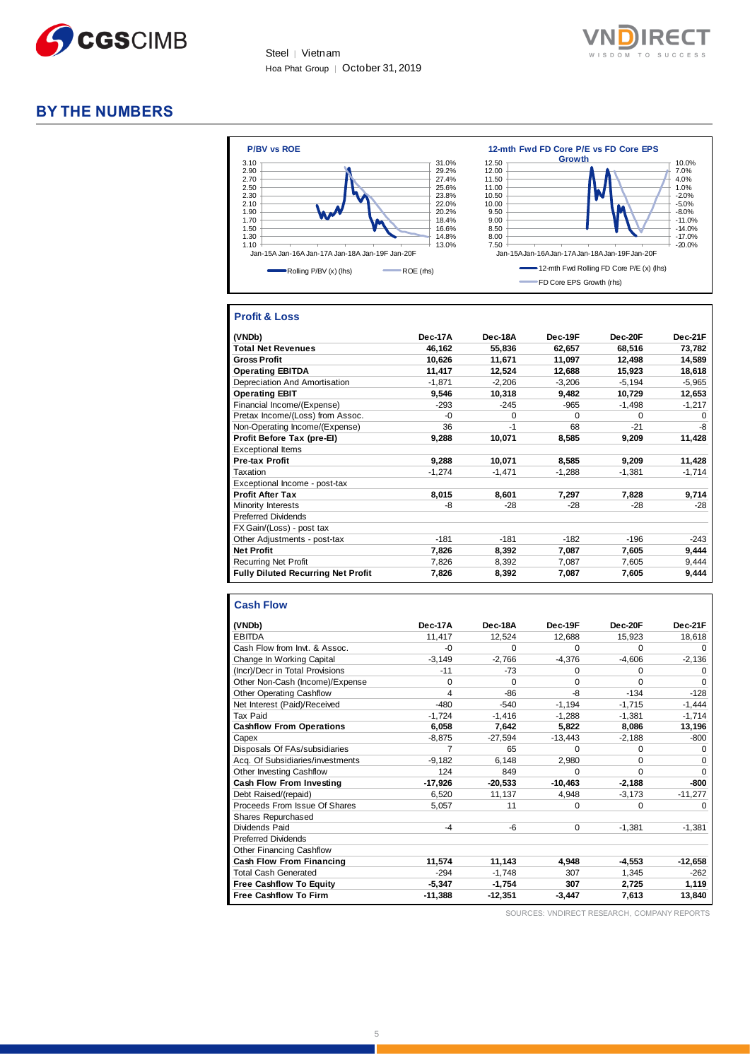# BY THE NUMBERS

**P/BV vs ROE**

Rolling P/BV (x) (lhs) — ROE (rhs)

**12-mth Fwd FD Core P/E vs FD Core EPS Growth**

12-mth Fwd Rolling FD Core P/E (x) (lhs) — FD Core EPS Growth (rhs)

## Profit & Loss

| (VNDb) | Dec-17A | Dec-18A | Dec-19F | Dec-20F | Dec-21F |
|---|---|---|---|---|---|
| **Total Net Revenues** | **46,162** | **55,836** | **62,657** | **68,516** | **73,782** |
| **Gross Profit** | **10,626** | **11,671** | **11,097** | **12,498** | **14,589** |
| **Operating EBITDA** | **11,417** | **12,524** | **12,688** | **15,923** | **18,618** |
| Depreciation And Amortisation | -1,871 | -2,206 | -3,206 | -5,194 | -5,965 |
| **Operating EBIT** | **9,546** | **10,318** | **9,482** | **10,729** | **12,653** |
| Financial Income/(Expense) | -293 | -245 | -965 | -1,498 | -1,217 |
| Pretax Income/(Loss) from Assoc. | -0 | 0 | 0 | 0 | 0 |
| Non-Operating Income/(Expense) | 36 | -1 | 68 | -21 | -8 |
| **Profit Before Tax (pre-EI)** | **9,288** | **10,071** | **8,585** | **9,209** | **11,428** |
| Exceptional Items | | | | | |
| **Pre-tax Profit** | **9,288** | **10,071** | **8,585** | **9,209** | **11,428** |
| Taxation | -1,274 | -1,471 | -1,288 | -1,381 | -1,714 |
| Exceptional Income - post-tax | | | | | |
| **Profit After Tax** | **8,015** | **8,601** | **7,297** | **7,828** | **9,714** |
| Minority Interests | -8 | -28 | -28 | -28 | -28 |
| Preferred Dividends | | | | | |
| FX Gain/(Loss) - post tax | | | | | |
| Other Adjustments - post-tax | -181 | -181 | -182 | -196 | -243 |
| **Net Profit** | **7,826** | **8,392** | **7,087** | **7,605** | **9,444** |
| Recurring Net Profit | 7,826 | 8,392 | 7,087 | 7,605 | 9,444 |
| **Fully Diluted Recurring Net Profit** | **7,826** | **8,392** | **7,087** | **7,605** | **9,444** |

## Cash Flow

| (VNDb) | Dec-17A | Dec-18A | Dec-19F | Dec-20F | Dec-21F |
|---|---|---|---|---|---|
| EBITDA | 11,417 | 12,524 | 12,688 | 15,923 | 18,618 |
| Cash Flow from Invt. & Assoc. | -0 | 0 | 0 | 0 | 0 |
| Change In Working Capital | -3,149 | -2,766 | -4,376 | -4,606 | -2,136 |
| (Incr)/Decr in Total Provisions | -11 | -73 | 0 | 0 | 0 |
| Other Non-Cash (Income)/Expense | 0 | 0 | 0 | 0 | 0 |
| Other Operating Cashflow | 4 | -86 | -8 | -134 | -128 |
| Net Interest (Paid)/Received | -480 | -540 | -1,194 | -1,715 | -1,444 |
| Tax Paid | -1,724 | -1,416 | -1,288 | -1,381 | -1,714 |
| **Cashflow From Operations** | **6,058** | **7,642** | **5,822** | **8,086** | **13,196** |
| Capex | -8,875 | -27,594 | -13,443 | -2,188 | -800 |
| Disposals Of FAs/subsidiaries | 7 | 65 | 0 | 0 | 0 |
| Acq. Of Subsidiaries/investments | -9,182 | 6,148 | 2,980 | 0 | 0 |
| Other Investing Cashflow | 124 | 849 | 0 | 0 | 0 |
| **Cash Flow From Investing** | **-17,926** | **-20,533** | **-10,463** | **-2,188** | **-800** |
| Debt Raised/(repaid) | 6,520 | 11,137 | 4,948 | -3,173 | -11,277 |
| Proceeds From Issue Of Shares | 5,057 | 11 | 0 | 0 | 0 |
| Shares Repurchased | | | | | |
| Dividends Paid | -4 | -6 | 0 | -1,381 | -1,381 |
| Preferred Dividends | | | | | |
| Other Financing Cashflow | | | | | |
| **Cash Flow From Financing** | **11,574** | **11,143** | **4,948** | **-4,553** | **-12,658** |
| Total Cash Generated | -294 | -1,748 | 307 | 1,345 | -262 |
| **Free Cashflow To Equity** | **-5,347** | **-1,754** | **307** | **2,725** | **1,119** |
| **Free Cashflow To Firm** | **-11,388** | **-12,351** | **-3,447** | **7,613** | **13,840** |

SOURCES: VNDIRECT RESEARCH, COMPANY REPORTS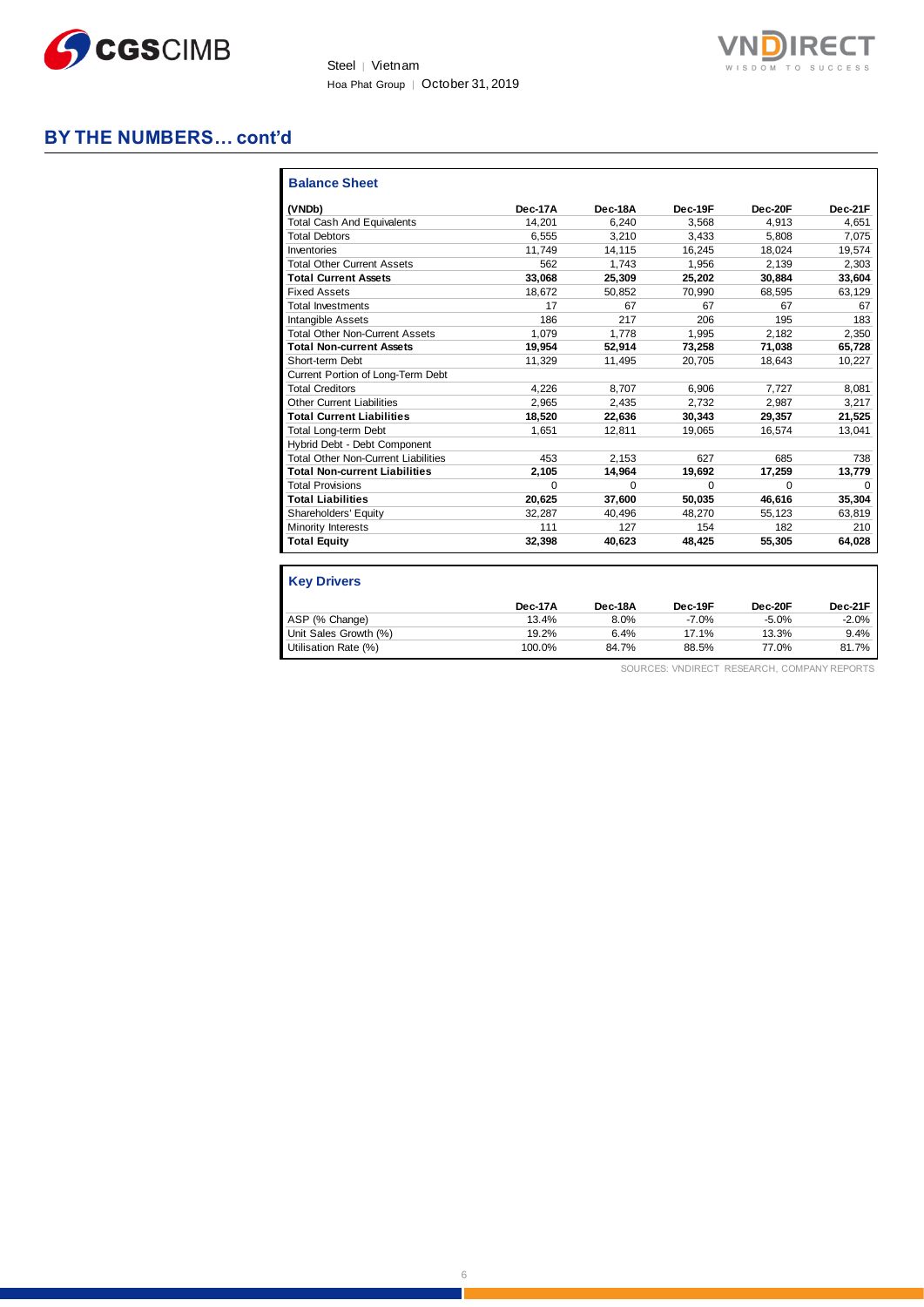## BY THE NUMBERS… cont'd

### Balance Sheet

| (VNDb) | Dec-17A | Dec-18A | Dec-19F | Dec-20F | Dec-21F |
|---|---|---|---|---|---|
| Total Cash And Equivalents | 14,201 | 6,240 | 3,568 | 4,913 | 4,651 |
| Total Debtors | 6,555 | 3,210 | 3,433 | 5,808 | 7,075 |
| Inventories | 11,749 | 14,115 | 16,245 | 18,024 | 19,574 |
| Total Other Current Assets | 562 | 1,743 | 1,956 | 2,139 | 2,303 |
| **Total Current Assets** | **33,068** | **25,309** | **25,202** | **30,884** | **33,604** |
| Fixed Assets | 18,672 | 50,852 | 70,990 | 68,595 | 63,129 |
| Total Investments | 17 | 67 | 67 | 67 | 67 |
| Intangible Assets | 186 | 217 | 206 | 195 | 183 |
| Total Other Non-Current Assets | 1,079 | 1,778 | 1,995 | 2,182 | 2,350 |
| **Total Non-current Assets** | **19,954** | **52,914** | **73,258** | **71,038** | **65,728** |
| Short-term Debt | 11,329 | 11,495 | 20,705 | 18,643 | 10,227 |
| Current Portion of Long-Term Debt | | | | | |
| Total Creditors | 4,226 | 8,707 | 6,906 | 7,727 | 8,081 |
| Other Current Liabilities | 2,965 | 2,435 | 2,732 | 2,987 | 3,217 |
| **Total Current Liabilities** | **18,520** | **22,636** | **30,343** | **29,357** | **21,525** |
| Total Long-term Debt | 1,651 | 12,811 | 19,065 | 16,574 | 13,041 |
| Hybrid Debt - Debt Component | | | | | |
| Total Other Non-Current Liabilities | 453 | 2,153 | 627 | 685 | 738 |
| **Total Non-current Liabilities** | **2,105** | **14,964** | **19,692** | **17,259** | **13,779** |
| Total Provisions | 0 | 0 | 0 | 0 | 0 |
| **Total Liabilities** | **20,625** | **37,600** | **50,035** | **46,616** | **35,304** |
| Shareholders' Equity | 32,287 | 40,496 | 48,270 | 55,123 | 63,819 |
| Minority Interests | 111 | 127 | 154 | 182 | 210 |
| **Total Equity** | **32,398** | **40,623** | **48,425** | **55,305** | **64,028** |

### Key Drivers

| | Dec-17A | Dec-18A | Dec-19F | Dec-20F | Dec-21F |
|---|---|---|---|---|---|
| ASP (% Change) | 13.4% | 8.0% | -7.0% | -5.0% | -2.0% |
| Unit Sales Growth (%) | 19.2% | 6.4% | 17.1% | 13.3% | 9.4% |
| Utilisation Rate (%) | 100.0% | 84.7% | 88.5% | 77.0% | 81.7% |

SOURCES: VNDIRECT RESEARCH, COMPANY REPORTS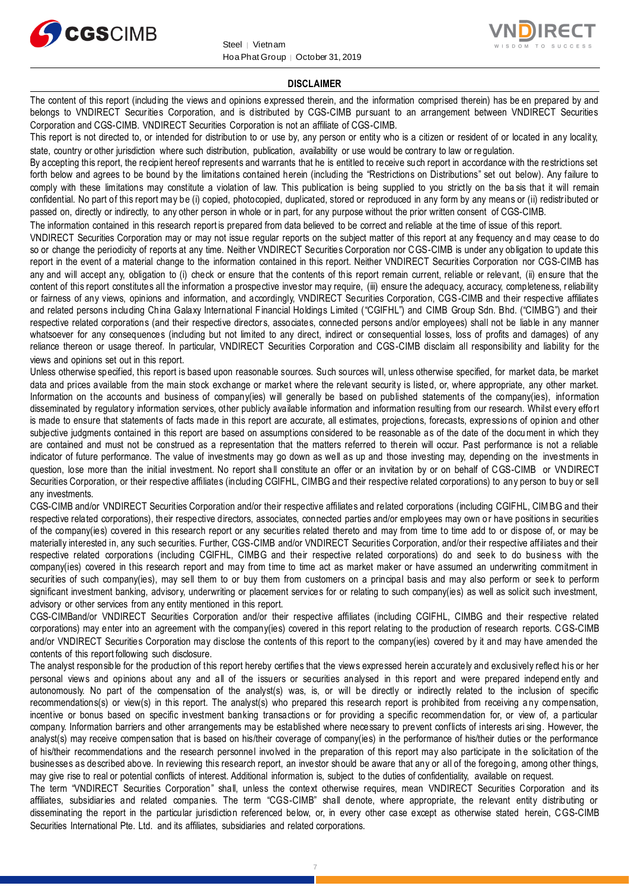## DISCLAIMER

The content of this report (including the views and opinions expressed therein, and the information comprised therein) has been prepared by and belongs to VNDIRECT Securities Corporation, and is distributed by CGS-CIMB pursuant to an arrangement between VNDIRECT Securities Corporation and CGS-CIMB. VNDIRECT Securities Corporation is not an affiliate of CGS-CIMB.

This report is not directed to, or intended for distribution to or use by, any person or entity who is a citizen or resident of or located in any locality, state, country or other jurisdiction where such distribution, publication, availability or use would be contrary to law or regulation.

By accepting this report, the recipient hereof represents and warrants that he is entitled to receive such report in accordance with the restrictions set forth below and agrees to be bound by the limitations contained herein (including the "Restrictions on Distributions" set out below). Any failure to comply with these limitations may constitute a violation of law. This publication is being supplied to you strictly on the basis that it will remain confidential. No part of this report may be (i) copied, photocopied, duplicated, stored or reproduced in any form by any means or (ii) redistributed or passed on, directly or indirectly, to any other person in whole or in part, for any purpose without the prior written consent of CGS-CIMB.

The information contained in this research report is prepared from data believed to be correct and reliable at the time of issue of this report.

VNDIRECT Securities Corporation may or may not issue regular reports on the subject matter of this report at any frequency and may cease to do so or change the periodicity of reports at any time. Neither VNDIRECT Securities Corporation nor CGS-CIMB is under any obligation to update this report in the event of a material change to the information contained in this report. Neither VNDIRECT Securities Corporation nor CGS-CIMB has any and will accept any, obligation to (i) check or ensure that the contents of this report remain current, reliable or relevant, (ii) ensure that the content of this report constitutes all the information a prospective investor may require, (iii) ensure the adequacy, accuracy, completeness, reliability or fairness of any views, opinions and information, and accordingly, VNDIRECT Securities Corporation, CGS-CIMB and their respective affiliates and related persons including China Galaxy International Financial Holdings Limited ("CGIFHL") and CIMB Group Sdn. Bhd. ("CIMBG") and their respective related corporations (and their respective directors, associates, connected persons and/or employees) shall not be liable in any manner whatsoever for any consequences (including but not limited to any direct, indirect or consequential losses, loss of profits and damages) of any reliance thereon or usage thereof. In particular, VNDIRECT Securities Corporation and CGS-CIMB disclaim all responsibility and liability for the views and opinions set out in this report.

Unless otherwise specified, this report is based upon reasonable sources. Such sources will, unless otherwise specified, for market data, be market data and prices available from the main stock exchange or market where the relevant security is listed, or, where appropriate, any other market. Information on the accounts and business of company(ies) will generally be based on published statements of the company(ies), information disseminated by regulatory information services, other publicly available information and information resulting from our research. Whilst every effort is made to ensure that statements of facts made in this report are accurate, all estimates, projections, forecasts, expressions of opinion and other subjective judgments contained in this report are based on assumptions considered to be reasonable as of the date of the document in which they are contained and must not be construed as a representation that the matters referred to therein will occur. Past performance is not a reliable indicator of future performance. The value of investments may go down as well as up and those investing may, depending on the investments in question, lose more than the initial investment. No report shall constitute an offer or an invitation by or on behalf of CGS-CIMB or VNDIRECT Securities Corporation, or their respective affiliates (including CGIFHL, CIMBG and their respective related corporations) to any person to buy or sell any investments.

CGS-CIMB and/or VNDIRECT Securities Corporation and/or their respective affiliates and related corporations (including CGIFHL, CIMBG and their respective related corporations), their respective directors, associates, connected parties and/or employees may own or have positions in securities of the company(ies) covered in this research report or any securities related thereto and may from time to time add to or dispose of, or may be materially interested in, any such securities. Further, CGS-CIMB and/or VNDIRECT Securities Corporation, and/or their respective affiliates and their respective related corporations (including CGIFHL, CIMBG and their respective related corporations) do and seek to do business with the company(ies) covered in this research report and may from time to time act as market maker or have assumed an underwriting commitment in securities of such company(ies), may sell them to or buy them from customers on a principal basis and may also perform or seek to perform significant investment banking, advisory, underwriting or placement services for or relating to such company(ies) as well as solicit such investment, advisory or other services from any entity mentioned in this report.

CGS-CIMBand/or VNDIRECT Securities Corporation and/or their respective affiliates (including CGIFHL, CIMBG and their respective related corporations) may enter into an agreement with the company(ies) covered in this report relating to the production of research reports. CGS-CIMB and/or VNDIRECT Securities Corporation may disclose the contents of this report to the company(ies) covered by it and may have amended the contents of this report following such disclosure.

The analyst responsible for the production of this report hereby certifies that the views expressed herein accurately and exclusively reflect his or her personal views and opinions about any and all of the issuers or securities analysed in this report and were prepared independently and autonomously. No part of the compensation of the analyst(s) was, is, or will be directly or indirectly related to the inclusion of specific recommendations(s) or view(s) in this report. The analyst(s) who prepared this research report is prohibited from receiving any compensation, incentive or bonus based on specific investment banking transactions or for providing a specific recommendation for, or view of, a particular company. Information barriers and other arrangements may be established where necessary to prevent conflicts of interests arising. However, the analyst(s) may receive compensation that is based on his/their coverage of company(ies) in the performance of his/their duties or the performance of his/their recommendations and the research personnel involved in the preparation of this report may also participate in the solicitation of the businesses as described above. In reviewing this research report, an investor should be aware that any or all of the foregoing, among other things, may give rise to real or potential conflicts of interest. Additional information is, subject to the duties of confidentiality, available on request.

The term "VNDIRECT Securities Corporation" shall, unless the context otherwise requires, mean VNDIRECT Securities Corporation and its affiliates, subsidiaries and related companies. The term "CGS-CIMB" shall denote, where appropriate, the relevant entity distributing or disseminating the report in the particular jurisdiction referenced below, or, in every other case except as otherwise stated herein, CGS-CIMB Securities International Pte. Ltd. and its affiliates, subsidiaries and related corporations.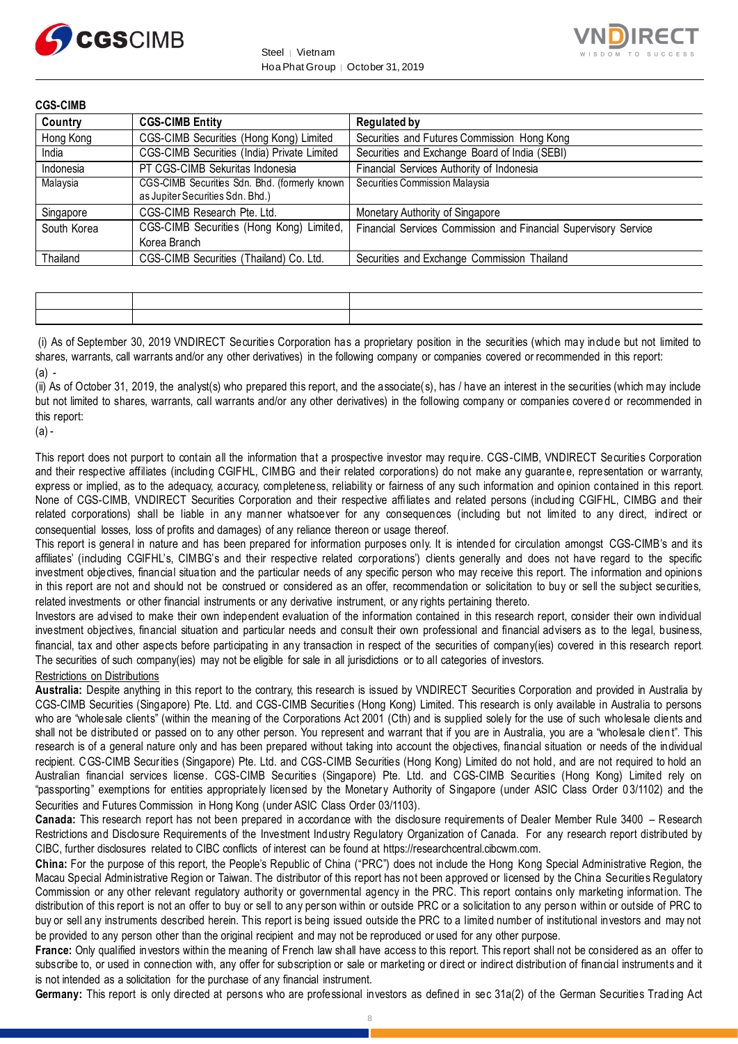**CGS-CIMB**

| Country | CGS-CIMB Entity | Regulated by |
|---|---|---|
| Hong Kong | CGS-CIMB Securities (Hong Kong) Limited | Securities and Futures Commission Hong Kong |
| India | CGS-CIMB Securities (India) Private Limited | Securities and Exchange Board of India (SEBI) |
| Indonesia | PT CGS-CIMB Sekuritas Indonesia | Financial Services Authority of Indonesia |
| Malaysia | CGS-CIMB Securities Sdn. Bhd. (formerly known as Jupiter Securities Sdn. Bhd.) | Securities Commission Malaysia |
| Singapore | CGS-CIMB Research Pte. Ltd. | Monetary Authority of Singapore |
| South Korea | CGS-CIMB Securities (Hong Kong) Limited, Korea Branch | Financial Services Commission and Financial Supervisory Service |
| Thailand | CGS-CIMB Securities (Thailand) Co. Ltd. | Securities and Exchange Commission Thailand |

(i) As of September 30, 2019 VNDIRECT Securities Corporation has a proprietary position in the securities (which may include but not limited to shares, warrants, call warrants and/or any other derivatives) in the following company or companies covered or recommended in this report:

(a) -

(ii) As of October 31, 2019, the analyst(s) who prepared this report, and the associate(s), has / have an interest in the securities (which may include but not limited to shares, warrants, call warrants and/or any other derivatives) in the following company or companies covered or recommended in this report:

(a) -

This report does not purport to contain all the information that a prospective investor may require. CGS-CIMB, VNDIRECT Securities Corporation and their respective affiliates (including CGIFHL, CIMBG and their related corporations) do not make any guarantee, representation or warranty, express or implied, as to the adequacy, accuracy, completeness, reliability or fairness of any such information and opinion contained in this report. None of CGS-CIMB, VNDIRECT Securities Corporation and their respective affiliates and related persons (including CGIFHL, CIMBG and their related corporations) shall be liable in any manner whatsoever for any consequences (including but not limited to any direct, indirect or consequential losses, loss of profits and damages) of any reliance thereon or usage thereof.

This report is general in nature and has been prepared for information purposes only. It is intended for circulation amongst CGS-CIMB's and its affiliates' (including CGIFHL's, CIMBG's and their respective related corporations') clients generally and does not have regard to the specific investment objectives, financial situation and the particular needs of any specific person who may receive this report. The information and opinions in this report are not and should not be construed or considered as an offer, recommendation or solicitation to buy or sell the subject securities, related investments or other financial instruments or any derivative instrument, or any rights pertaining thereto.

Investors are advised to make their own independent evaluation of the information contained in this research report, consider their own individual investment objectives, financial situation and particular needs and consult their own professional and financial advisers as to the legal, business, financial, tax and other aspects before participating in any transaction in respect of the securities of company(ies) covered in this research report. The securities of such company(ies) may not be eligible for sale in all jurisdictions or to all categories of investors.

Restrictions on Distributions

**Australia:** Despite anything in this report to the contrary, this research is issued by VNDIRECT Securities Corporation and provided in Australia by CGS-CIMB Securities (Singapore) Pte. Ltd. and CGS-CIMB Securities (Hong Kong) Limited. This research is only available in Australia to persons who are "wholesale clients" (within the meaning of the Corporations Act 2001 (Cth) and is supplied solely for the use of such wholesale clients and shall not be distributed or passed on to any other person. You represent and warrant that if you are in Australia, you are a "wholesale client". This research is of a general nature only and has been prepared without taking into account the objectives, financial situation or needs of the individual recipient. CGS-CIMB Securities (Singapore) Pte. Ltd. and CGS-CIMB Securities (Hong Kong) Limited do not hold, and are not required to hold an Australian financial services license. CGS-CIMB Securities (Singapore) Pte. Ltd. and CGS-CIMB Securities (Hong Kong) Limited rely on "passporting" exemptions for entities appropriately licensed by the Monetary Authority of Singapore (under ASIC Class Order 03/1102) and the Securities and Futures Commission in Hong Kong (under ASIC Class Order 03/1103).

**Canada:** This research report has not been prepared in accordance with the disclosure requirements of Dealer Member Rule 3400 – Research Restrictions and Disclosure Requirements of the Investment Industry Regulatory Organization of Canada. For any research report distributed by CIBC, further disclosures related to CIBC conflicts of interest can be found at https://researchcentral.cibcwm.com.

**China:** For the purpose of this report, the People's Republic of China ("PRC") does not include the Hong Kong Special Administrative Region, the Macau Special Administrative Region or Taiwan. The distributor of this report has not been approved or licensed by the China Securities Regulatory Commission or any other relevant regulatory authority or governmental agency in the PRC. This report contains only marketing information. The distribution of this report is not an offer to buy or sell to any person within or outside PRC or a solicitation to any person within or outside of PRC to buy or sell any instruments described herein. This report is being issued outside the PRC to a limited number of institutional investors and may not be provided to any person other than the original recipient and may not be reproduced or used for any other purpose.

**France:** Only qualified investors within the meaning of French law shall have access to this report. This report shall not be considered as an offer to subscribe to, or used in connection with, any offer for subscription or sale or marketing or direct or indirect distribution of financial instruments and it is not intended as a solicitation for the purchase of any financial instrument.

**Germany:** This report is only directed at persons who are professional investors as defined in sec 31a(2) of the German Securities Trading Act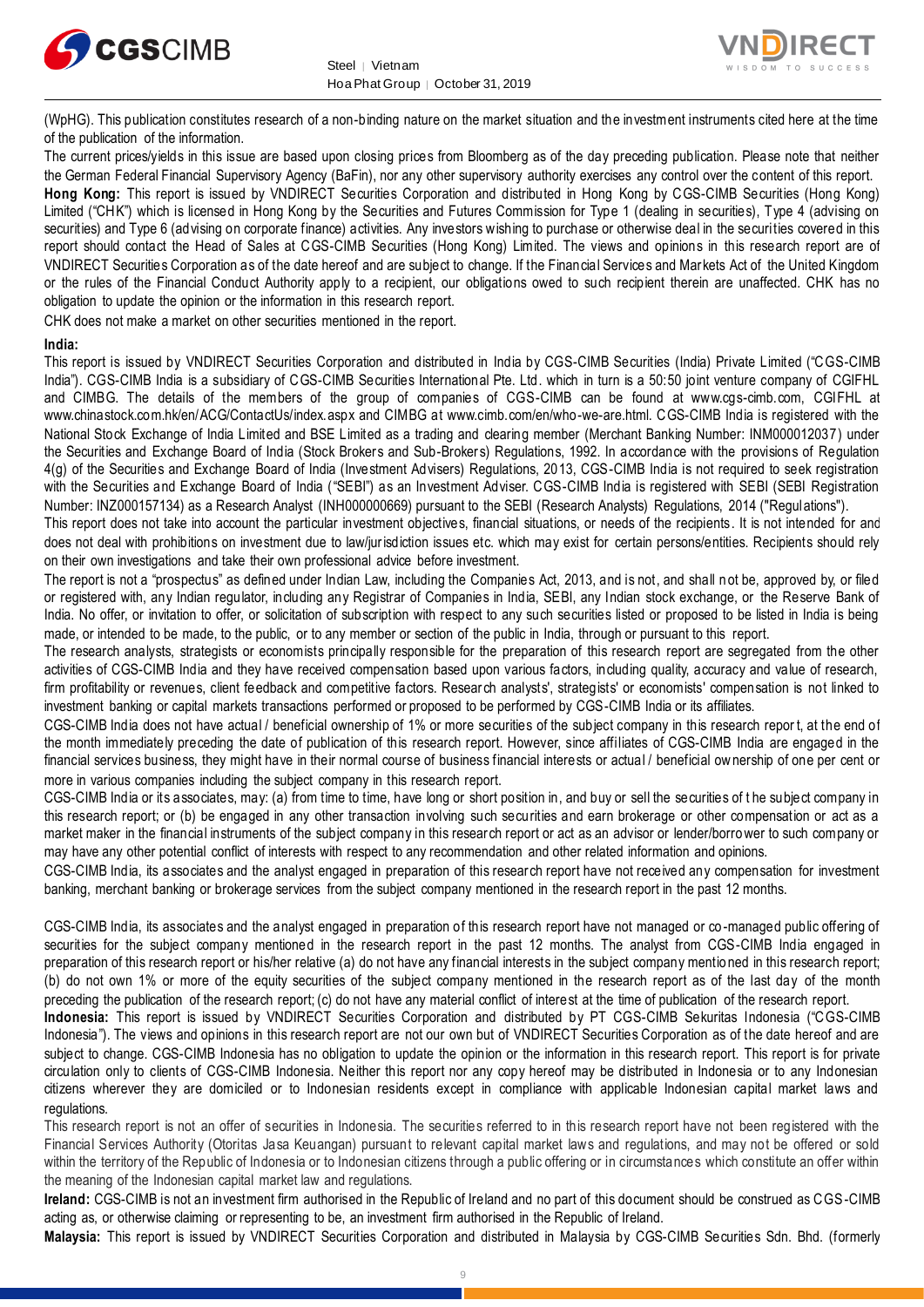(WpHG). This publication constitutes research of a non-binding nature on the market situation and the investment instruments cited here at the time of the publication of the information.

The current prices/yields in this issue are based upon closing prices from Bloomberg as of the day preceding publication. Please note that neither the German Federal Financial Supervisory Agency (BaFin), nor any other supervisory authority exercises any control over the content of this report.

**Hong Kong:** This report is issued by VNDIRECT Securities Corporation and distributed in Hong Kong by CGS-CIMB Securities (Hong Kong) Limited ("CHK") which is licensed in Hong Kong by the Securities and Futures Commission for Type 1 (dealing in securities), Type 4 (advising on securities) and Type 6 (advising on corporate finance) activities. Any investors wishing to purchase or otherwise deal in the securities covered in this report should contact the Head of Sales at CGS-CIMB Securities (Hong Kong) Limited. The views and opinions in this research report are of VNDIRECT Securities Corporation as of the date hereof and are subject to change. If the Financial Services and Markets Act of the United Kingdom or the rules of the Financial Conduct Authority apply to a recipient, our obligations owed to such recipient therein are unaffected. CHK has no obligation to update the opinion or the information in this research report.

CHK does not make a market on other securities mentioned in the report.

**India:**

This report is issued by VNDIRECT Securities Corporation and distributed in India by CGS-CIMB Securities (India) Private Limited ("CGS-CIMB India"). CGS-CIMB India is a subsidiary of CGS-CIMB Securities International Pte. Ltd. which in turn is a 50:50 joint venture company of CGIFHL and CIMBG. The details of the members of the group of companies of CGS-CIMB can be found at www.cgs-cimb.com, CGIFHL at www.chinastock.com.hk/en/ACG/ContactUs/index.aspx and CIMBG at www.cimb.com/en/who-we-are.html. CGS-CIMB India is registered with the National Stock Exchange of India Limited and BSE Limited as a trading and clearing member (Merchant Banking Number: INM000012037) under the Securities and Exchange Board of India (Stock Brokers and Sub-Brokers) Regulations, 1992. In accordance with the provisions of Regulation 4(g) of the Securities and Exchange Board of India (Investment Advisers) Regulations, 2013, CGS-CIMB India is not required to seek registration with the Securities and Exchange Board of India ("SEBI") as an Investment Adviser. CGS-CIMB India is registered with SEBI (SEBI Registration Number: INZ000157134) as a Research Analyst (INH000000669) pursuant to the SEBI (Research Analysts) Regulations, 2014 ("Regulations").

This report does not take into account the particular investment objectives, financial situations, or needs of the recipients. It is not intended for and does not deal with prohibitions on investment due to law/jurisdiction issues etc. which may exist for certain persons/entities. Recipients should rely on their own investigations and take their own professional advice before investment.

The report is not a "prospectus" as defined under Indian Law, including the Companies Act, 2013, and is not, and shall not be, approved by, or filed or registered with, any Indian regulator, including any Registrar of Companies in India, SEBI, any Indian stock exchange, or the Reserve Bank of India. No offer, or invitation to offer, or solicitation of subscription with respect to any such securities listed or proposed to be listed in India is being made, or intended to be made, to the public, or to any member or section of the public in India, through or pursuant to this report.

The research analysts, strategists or economists principally responsible for the preparation of this research report are segregated from the other activities of CGS-CIMB India and they have received compensation based upon various factors, including quality, accuracy and value of research, firm profitability or revenues, client feedback and competitive factors. Research analysts', strategists' or economists' compensation is not linked to investment banking or capital markets transactions performed or proposed to be performed by CGS-CIMB India or its affiliates.

CGS-CIMB India does not have actual / beneficial ownership of 1% or more securities of the subject company in this research report, at the end of the month immediately preceding the date of publication of this research report. However, since affiliates of CGS-CIMB India are engaged in the financial services business, they might have in their normal course of business financial interests or actual / beneficial ownership of one per cent or more in various companies including the subject company in this research report.

CGS-CIMB India or its associates, may: (a) from time to time, have long or short position in, and buy or sell the securities of the subject company in this research report; or (b) be engaged in any other transaction involving such securities and earn brokerage or other compensation or act as a market maker in the financial instruments of the subject company in this research report or act as an advisor or lender/borrower to such company or may have any other potential conflict of interests with respect to any recommendation and other related information and opinions.

CGS-CIMB India, its associates and the analyst engaged in preparation of this research report have not received any compensation for investment banking, merchant banking or brokerage services from the subject company mentioned in the research report in the past 12 months.

CGS-CIMB India, its associates and the analyst engaged in preparation of this research report have not managed or co-managed public offering of securities for the subject company mentioned in the research report in the past 12 months. The analyst from CGS-CIMB India engaged in preparation of this research report or his/her relative (a) do not have any financial interests in the subject company mentioned in this research report; (b) do not own 1% or more of the equity securities of the subject company mentioned in the research report as of the last day of the month preceding the publication of the research report; (c) do not have any material conflict of interest at the time of publication of the research report.

**Indonesia:** This report is issued by VNDIRECT Securities Corporation and distributed by PT CGS-CIMB Sekuritas Indonesia ("CGS-CIMB Indonesia"). The views and opinions in this research report are not our own but of VNDIRECT Securities Corporation as of the date hereof and are subject to change. CGS-CIMB Indonesia has no obligation to update the opinion or the information in this research report. This report is for private circulation only to clients of CGS-CIMB Indonesia. Neither this report nor any copy hereof may be distributed in Indonesia or to any Indonesian citizens wherever they are domiciled or to Indonesian residents except in compliance with applicable Indonesian capital market laws and regulations.

This research report is not an offer of securities in Indonesia. The securities referred to in this research report have not been registered with the Financial Services Authority (Otoritas Jasa Keuangan) pursuant to relevant capital market laws and regulations, and may not be offered or sold within the territory of the Republic of Indonesia or to Indonesian citizens through a public offering or in circumstances which constitute an offer within the meaning of the Indonesian capital market law and regulations.

**Ireland:** CGS-CIMB is not an investment firm authorised in the Republic of Ireland and no part of this document should be construed as CGS-CIMB acting as, or otherwise claiming or representing to be, an investment firm authorised in the Republic of Ireland.

**Malaysia:** This report is issued by VNDIRECT Securities Corporation and distributed in Malaysia by CGS-CIMB Securities Sdn. Bhd. (formerly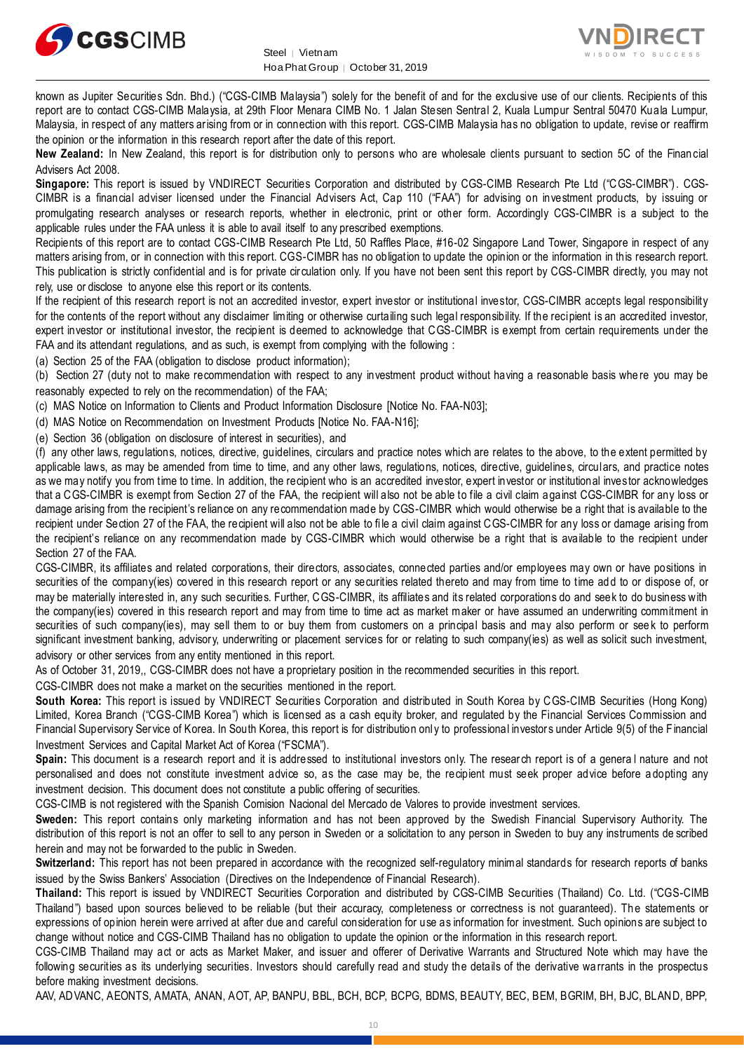known as Jupiter Securities Sdn. Bhd.) ("CGS-CIMB Malaysia") solely for the benefit of and for the exclusive use of our clients. Recipients of this report are to contact CGS-CIMB Malaysia, at 29th Floor Menara CIMB No. 1 Jalan Stesen Sentral 2, Kuala Lumpur Sentral 50470 Kuala Lumpur, Malaysia, in respect of any matters arising from or in connection with this report. CGS-CIMB Malaysia has no obligation to update, revise or reaffirm the opinion or the information in this research report after the date of this report.

**New Zealand:** In New Zealand, this report is for distribution only to persons who are wholesale clients pursuant to section 5C of the Financial Advisers Act 2008.

**Singapore:** This report is issued by VNDIRECT Securities Corporation and distributed by CGS-CIMB Research Pte Ltd ("CGS-CIMBR"). CGS-CIMBR is a financial adviser licensed under the Financial Advisers Act, Cap 110 ("FAA") for advising on investment products, by issuing or promulgating research analyses or research reports, whether in electronic, print or other form. Accordingly CGS-CIMBR is a subject to the applicable rules under the FAA unless it is able to avail itself to any prescribed exemptions.

Recipients of this report are to contact CGS-CIMB Research Pte Ltd, 50 Raffles Place, #16-02 Singapore Land Tower, Singapore in respect of any matters arising from, or in connection with this report. CGS-CIMBR has no obligation to update the opinion or the information in this research report. This publication is strictly confidential and is for private circulation only. If you have not been sent this report by CGS-CIMBR directly, you may not rely, use or disclose to anyone else this report or its contents.

If the recipient of this research report is not an accredited investor, expert investor or institutional investor, CGS-CIMBR accepts legal responsibility for the contents of the report without any disclaimer limiting or otherwise curtailing such legal responsibility. If the recipient is an accredited investor, expert investor or institutional investor, the recipient is deemed to acknowledge that CGS-CIMBR is exempt from certain requirements under the FAA and its attendant regulations, and as such, is exempt from complying with the following :

(a) Section 25 of the FAA (obligation to disclose product information);

(b) Section 27 (duty not to make recommendation with respect to any investment product without having a reasonable basis where you may be reasonably expected to rely on the recommendation) of the FAA;

(c) MAS Notice on Information to Clients and Product Information Disclosure [Notice No. FAA-N03];

(d) MAS Notice on Recommendation on Investment Products [Notice No. FAA-N16];

(e) Section 36 (obligation on disclosure of interest in securities), and

(f) any other laws, regulations, notices, directive, guidelines, circulars and practice notes which are relates to the above, to the extent permitted by applicable laws, as may be amended from time to time, and any other laws, regulations, notices, directive, guidelines, circulars, and practice notes as we may notify you from time to time. In addition, the recipient who is an accredited investor, expert investor or institutional investor acknowledges that a CGS-CIMBR is exempt from Section 27 of the FAA, the recipient will also not be able to file a civil claim against CGS-CIMBR for any loss or damage arising from the recipient's reliance on any recommendation made by CGS-CIMBR which would otherwise be a right that is available to the recipient under Section 27 of the FAA, the recipient will also not be able to file a civil claim against CGS-CIMBR for any loss or damage arising from the recipient's reliance on any recommendation made by CGS-CIMBR which would otherwise be a right that is available to the recipient under Section 27 of the FAA.

CGS-CIMBR, its affiliates and related corporations, their directors, associates, connected parties and/or employees may own or have positions in securities of the company(ies) covered in this research report or any securities related thereto and may from time to time add to or dispose of, or may be materially interested in, any such securities. Further, CGS-CIMBR, its affiliates and its related corporations do and seek to do business with the company(ies) covered in this research report and may from time to time act as market maker or have assumed an underwriting commitment in securities of such company(ies), may sell them to or buy them from customers on a principal basis and may also perform or seek to perform significant investment banking, advisory, underwriting or placement services for or relating to such company(ies) as well as solicit such investment, advisory or other services from any entity mentioned in this report.

As of October 31, 2019,, CGS-CIMBR does not have a proprietary position in the recommended securities in this report.

CGS-CIMBR does not make a market on the securities mentioned in the report.

**South Korea:** This report is issued by VNDIRECT Securities Corporation and distributed in South Korea by CGS-CIMB Securities (Hong Kong) Limited, Korea Branch ("CGS-CIMB Korea") which is licensed as a cash equity broker, and regulated by the Financial Services Commission and Financial Supervisory Service of Korea. In South Korea, this report is for distribution only to professional investors under Article 9(5) of the Financial Investment Services and Capital Market Act of Korea ("FSCMA").

**Spain:** This document is a research report and it is addressed to institutional investors only. The research report is of a general nature and not personalised and does not constitute investment advice so, as the case may be, the recipient must seek proper advice before adopting any investment decision. This document does not constitute a public offering of securities.

CGS-CIMB is not registered with the Spanish Comision Nacional del Mercado de Valores to provide investment services.

**Sweden:** This report contains only marketing information and has not been approved by the Swedish Financial Supervisory Authority. The distribution of this report is not an offer to sell to any person in Sweden or a solicitation to any person in Sweden to buy any instruments described herein and may not be forwarded to the public in Sweden.

**Switzerland:** This report has not been prepared in accordance with the recognized self-regulatory minimal standards for research reports of banks issued by the Swiss Bankers' Association (Directives on the Independence of Financial Research).

**Thailand:** This report is issued by VNDIRECT Securities Corporation and distributed by CGS-CIMB Securities (Thailand) Co. Ltd. ("CGS-CIMB Thailand") based upon sources believed to be reliable (but their accuracy, completeness or correctness is not guaranteed). The statements or expressions of opinion herein were arrived at after due and careful consideration for use as information for investment. Such opinions are subject to change without notice and CGS-CIMB Thailand has no obligation to update the opinion or the information in this research report.

CGS-CIMB Thailand may act or acts as Market Maker, and issuer and offerer of Derivative Warrants and Structured Note which may have the following securities as its underlying securities. Investors should carefully read and study the details of the derivative warrants in the prospectus before making investment decisions.

AAV, ADVANC, AEONTS, AMATA, ANAN, AOT, AP, BANPU, BBL, BCH, BCP, BCPG, BDMS, BEAUTY, BEC, BEM, BGRIM, BH, BJC, BLAND, BPP,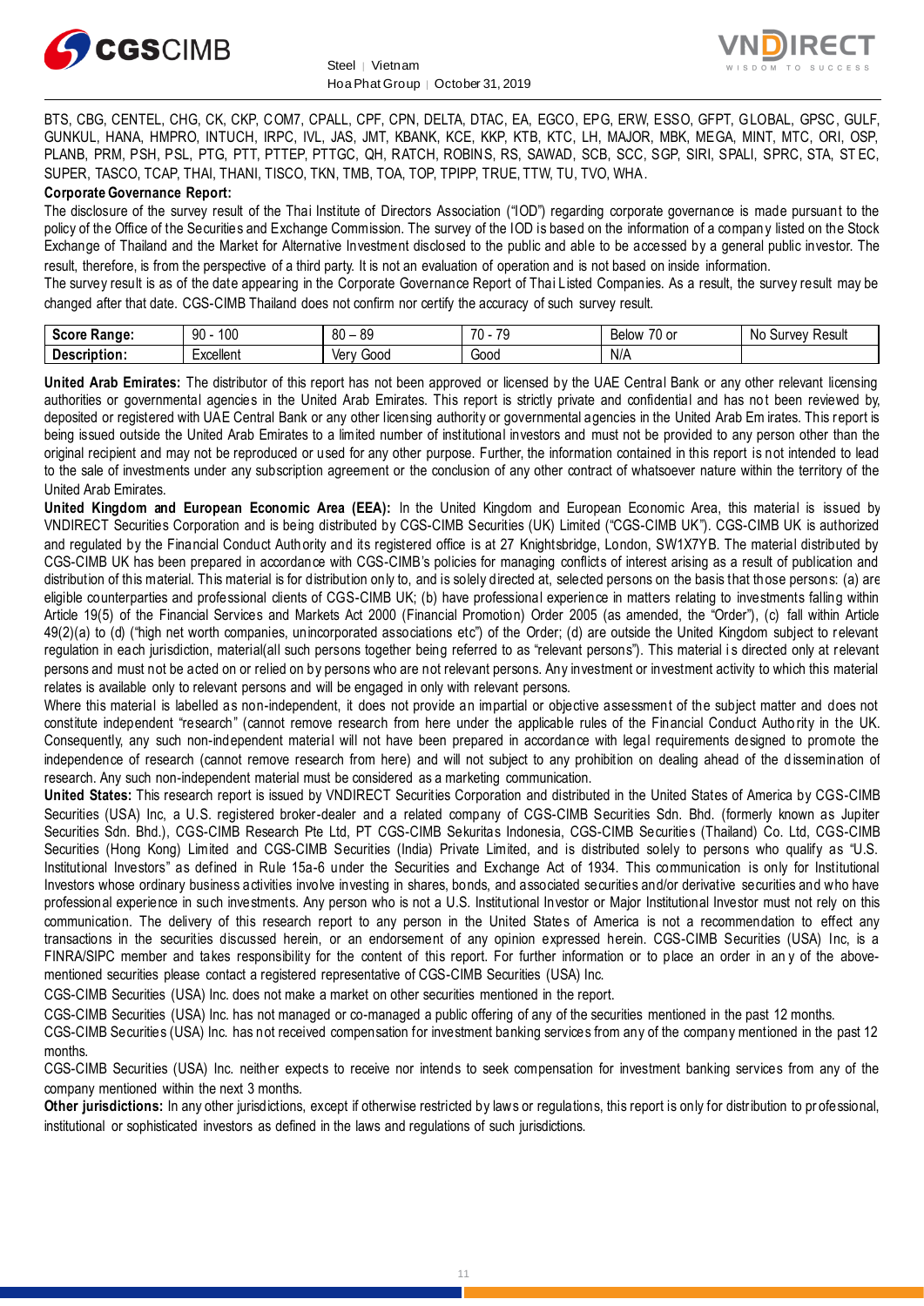BTS, CBG, CENTEL, CHG, CK, CKP, COM7, CPALL, CPF, CPN, DELTA, DTAC, EA, EGCO, EPG, ERW, ESSO, GFPT, GLOBAL, GPSC, GULF, GUNKUL, HANA, HMPRO, INTUCH, IRPC, IVL, JAS, JMT, KBANK, KCE, KKP, KTB, KTC, LH, MAJOR, MBK, MEGA, MINT, MTC, ORI, OSP, PLANB, PRM, PSH, PSL, PTG, PTT, PTTEP, PTTGC, QH, RATCH, ROBINS, RS, SAWAD, SCB, SCC, SGP, SIRI, SPALI, SPRC, STA, STEC, SUPER, TASCO, TCAP, THAI, THANI, TISCO, TKN, TMB, TOA, TOP, TPIPP, TRUE, TTW, TU, TVO, WHA.

**Corporate Governance Report:**

The disclosure of the survey result of the Thai Institute of Directors Association ("IOD") regarding corporate governance is made pursuant to the policy of the Office of the Securities and Exchange Commission. The survey of the IOD is based on the information of a company listed on the Stock Exchange of Thailand and the Market for Alternative Investment disclosed to the public and able to be accessed by a general public investor. The result, therefore, is from the perspective of a third party. It is not an evaluation of operation and is not based on inside information.

The survey result is as of the date appearing in the Corporate Governance Report of Thai Listed Companies. As a result, the survey result may be changed after that date. CGS-CIMB Thailand does not confirm nor certify the accuracy of such survey result.

| **Score Range:** | 90 - 100 | 80 – 89 | 70 - 79 | Below 70 or | No Survey Result |
|---|---|---|---|---|---|
| **Description:** | Excellent | Very Good | Good | N/A | |

**United Arab Emirates:** The distributor of this report has not been approved or licensed by the UAE Central Bank or any other relevant licensing authorities or governmental agencies in the United Arab Emirates. This report is strictly private and confidential and has not been reviewed by, deposited or registered with UAE Central Bank or any other licensing authority or governmental agencies in the United Arab Emirates. This report is being issued outside the United Arab Emirates to a limited number of institutional investors and must not be provided to any person other than the original recipient and may not be reproduced or used for any other purpose. Further, the information contained in this report is not intended to lead to the sale of investments under any subscription agreement or the conclusion of any other contract of whatsoever nature within the territory of the United Arab Emirates.

**United Kingdom and European Economic Area (EEA):** In the United Kingdom and European Economic Area, this material is issued by VNDIRECT Securities Corporation and is being distributed by CGS-CIMB Securities (UK) Limited ("CGS-CIMB UK"). CGS-CIMB UK is authorized and regulated by the Financial Conduct Authority and its registered office is at 27 Knightsbridge, London, SW1X7YB. The material distributed by CGS-CIMB UK has been prepared in accordance with CGS-CIMB's policies for managing conflicts of interest arising as a result of publication and distribution of this material. This material is for distribution only to, and is solely directed at, selected persons on the basis that those persons: (a) are eligible counterparties and professional clients of CGS-CIMB UK; (b) have professional experience in matters relating to investments falling within Article 19(5) of the Financial Services and Markets Act 2000 (Financial Promotion) Order 2005 (as amended, the "Order"), (c) fall within Article 49(2)(a) to (d) ("high net worth companies, unincorporated associations etc") of the Order; (d) are outside the United Kingdom subject to relevant regulation in each jurisdiction, material(all such persons together being referred to as "relevant persons"). This material is directed only at relevant persons and must not be acted on or relied on by persons who are not relevant persons. Any investment or investment activity to which this material relates is available only to relevant persons and will be engaged in only with relevant persons.

Where this material is labelled as non-independent, it does not provide an impartial or objective assessment of the subject matter and does not constitute independent "research" (cannot remove research from here under the applicable rules of the Financial Conduct Authority in the UK. Consequently, any such non-independent material will not have been prepared in accordance with legal requirements designed to promote the independence of research (cannot remove research from here) and will not subject to any prohibition on dealing ahead of the dissemination of research. Any such non-independent material must be considered as a marketing communication.

**United States:** This research report is issued by VNDIRECT Securities Corporation and distributed in the United States of America by CGS-CIMB Securities (USA) Inc, a U.S. registered broker-dealer and a related company of CGS-CIMB Securities Sdn. Bhd. (formerly known as Jupiter Securities Sdn. Bhd.), CGS-CIMB Research Pte Ltd, PT CGS-CIMB Sekuritas Indonesia, CGS-CIMB Securities (Thailand) Co. Ltd, CGS-CIMB Securities (Hong Kong) Limited and CGS-CIMB Securities (India) Private Limited, and is distributed solely to persons who qualify as "U.S. Institutional Investors" as defined in Rule 15a-6 under the Securities and Exchange Act of 1934. This communication is only for Institutional Investors whose ordinary business activities involve investing in shares, bonds, and associated securities and/or derivative securities and who have professional experience in such investments. Any person who is not a U.S. Institutional Investor or Major Institutional Investor must not rely on this communication. The delivery of this research report to any person in the United States of America is not a recommendation to effect any transactions in the securities discussed herein, or an endorsement of any opinion expressed herein. CGS-CIMB Securities (USA) Inc, is a FINRA/SIPC member and takes responsibility for the content of this report. For further information or to place an order in any of the above-mentioned securities please contact a registered representative of CGS-CIMB Securities (USA) Inc.

CGS-CIMB Securities (USA) Inc. does not make a market on other securities mentioned in the report.

CGS-CIMB Securities (USA) Inc. has not managed or co-managed a public offering of any of the securities mentioned in the past 12 months.

CGS-CIMB Securities (USA) Inc. has not received compensation for investment banking services from any of the company mentioned in the past 12 months.

CGS-CIMB Securities (USA) Inc. neither expects to receive nor intends to seek compensation for investment banking services from any of the company mentioned within the next 3 months.

**Other jurisdictions:** In any other jurisdictions, except if otherwise restricted by laws or regulations, this report is only for distribution to professional, institutional or sophisticated investors as defined in the laws and regulations of such jurisdictions.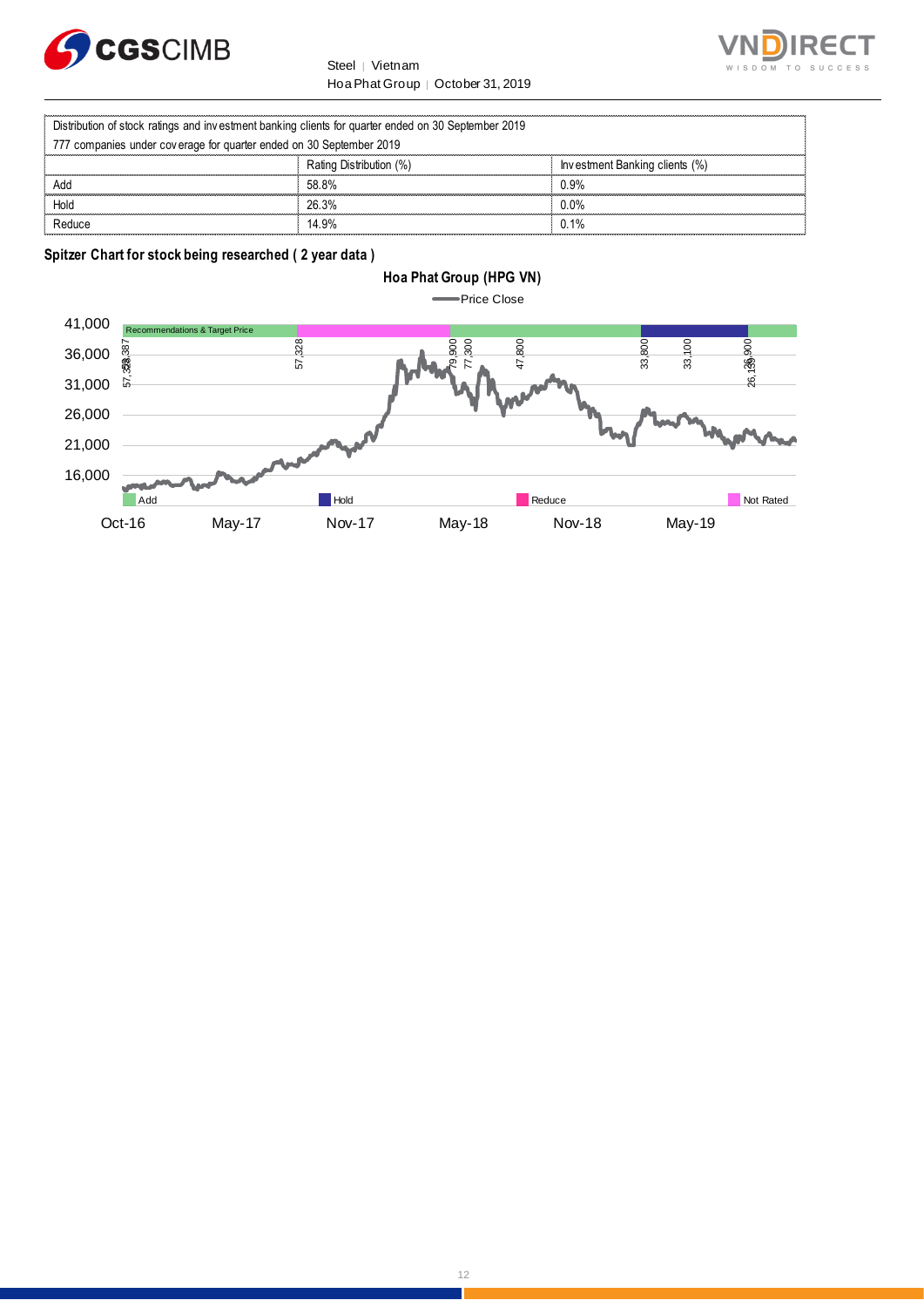| Distribution of stock ratings and investment banking clients for quarter ended on 30 September 2019 | | |
|---|---|---|
| 777 companies under coverage for quarter ended on 30 September 2019 | | |
| | Rating Distribution (%) | Investment Banking clients (%) |
| Add | 58.8% | 0.9% |
| Hold | 26.3% | 0.0% |
| Reduce | 14.9% | 0.1% |

**Spitzer Chart for stock being researched ( 2 year data )**

**Hoa Phat Group (HPG VN)**

Price Close

Recommendations & Target Price

57,387 57,328 79,900 77,300 47,800 33,800 33,100 26,900 26,150

41,000 36,000 31,000 26,000 21,000 16,000

Add Hold Reduce Not Rated

Oct-16 May-17 Nov-17 May-18 Nov-18 May-19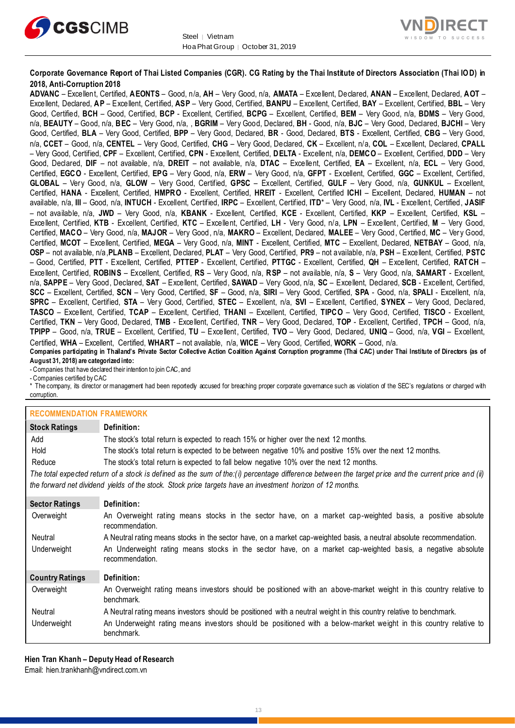**Corporate Governance Report of Thai Listed Companies (CGR). CG Rating by the Thai Institute of Directors Association (Thai IOD) in 2018, Anti-Corruption 2018**

**ADVANC** – Excellent, Certified, **AEONTS** – Good, n/a, **AH** – Very Good, n/a, **AMATA** – Excellent, Declared, **ANAN** – Excellent, Declared, **AOT** – Excellent, Declared, **AP** – Excellent, Certified, **ASP** – Very Good, Certified, **BANPU** – Excellent, Certified, **BAY** – Excellent, Certified, **BBL** – Very Good, Certified, **BCH** – Good, Certified, **BCP** - Excellent, Certified, **BCPG** – Excellent, Certified, **BEM** – Very Good, n/a, **BDMS** – Very Good, n/a, **BEAUTY** – Good, n/a, **BEC** – Very Good, n/a, , **BGRIM** – Very Good, Declared, **BH** - Good, n/a, **BJC** – Very Good, Declared, **BJCHI** – Very Good, Certified, **BLA** – Very Good, Certified, **BPP** – Very Good, Declared, **BR** - Good, Declared, **BTS** - Excellent, Certified, **CBG** – Very Good, n/a, **CCET** – Good, n/a, **CENTEL** – Very Good, Certified, **CHG** – Very Good, Declared, **CK** – Excellent, n/a, **COL** – Excellent, Declared, **CPALL** – Very Good, Certified, **CPF** – Excellent, Certified, **CPN** - Excellent, Certified, **DELTA** - Excellent, n/a, **DEMCO** – Excellent, Certified, **DDD** – Very Good, Declared, **DIF** – not available, n/a, **DREIT** – not available, n/a, **DTAC** – Excellent, Certified, **EA** – Excellent, n/a, **ECL** – Very Good, Certified, **EGCO** - Excellent, Certified, **EPG** – Very Good, n/a, **ERW** – Very Good, n/a, **GFPT** - Excellent, Certified, **GGC** – Excellent, Certified, **GLOBAL** – Very Good, n/a, **GLOW** – Very Good, Certified, **GPSC** – Excellent, Certified, **GULF** – Very Good, n/a, **GUNKUL** – Excellent, Certified, **HANA** - Excellent, Certified, **HMPRO** - Excellent, Certified, **HREIT** - Excellent, Certified **ICHI** – Excellent, Declared, **HUMAN** – not available, n/a, **III** – Good, n/a, **INTUCH** - Excellent, Certified, **IRPC** – Excellent, Certified, **ITD*** – Very Good, n/a, **IVL** - Excellent, Certified, **JASIF** – not available, n/a, **JWD** – Very Good, n/a, **KBANK** - Excellent, Certified, **KCE** - Excellent, Certified, **KKP** – Excellent, Certified, **KSL** – Excellent, Certified, **KTB** - Excellent, Certified, **KTC** – Excellent, Certified, **LH** - Very Good, n/a, **LPN** – Excellent, Certified, **M** – Very Good, Certified, **MACO** – Very Good, n/a, **MAJOR** – Very Good, n/a, **MAKRO** – Excellent, Declared, **MALEE** – Very Good, Certified, **MC** – Very Good, Certified, **MCOT** – Excellent, Certified, **MEGA** – Very Good, n/a, **MINT** - Excellent, Certified, **MTC** – Excellent, Declared, **NETBAY** – Good, n/a, **OSP** – not available, n/a ,**PLANB** – Excellent, Declared, **PLAT** – Very Good, Certified, **PR9** – not available, n/a, **PSH** – Excellent, Certified, **PSTC** – Good, Certified, **PTT** - Excellent, Certified, **PTTEP** - Excellent, Certified, **PTTGC** - Excellent, Certified, **QH** – Excellent, Certified, **RATCH** – Excellent, Certified, **ROBINS** – Excellent, Certified, **RS** – Very Good, n/a, **RSP** – not available, n/a, **S** – Very Good, n/a, **SAMART** - Excellent, n/a, **SAPPE** – Very Good, Declared, **SAT** – Excellent, Certified, **SAWAD** – Very Good, n/a, **SC** – Excellent, Declared, **SCB** - Excellent, Certified, **SCC** – Excellent, Certified, **SCN** – Very Good, Certified, **SF** – Good, n/a, **SIRI** – Very Good, Certified, **SPA** - Good, n/a, **SPALI** - Excellent, n/a, **SPRC** – Excellent, Certified, **STA** – Very Good, Certified, **STEC** – Excellent, n/a, **SVI** – Excellent, Certified, **SYNEX** – Very Good, Declared, **TASCO** – Excellent, Certified, **TCAP** – Excellent, Certified, **THANI** – Excellent, Certified, **TIPCO** – Very Good, Certified, **TISCO** - Excellent, Certified, **TKN** – Very Good, Declared, **TMB** - Excellent, Certified, **TNR** – Very Good, Declared, **TOP** - Excellent, Certified, **TPCH** – Good, n/a, **TPIPP** – Good, n/a, **TRUE** – Excellent, Certified, **TU** – Excellent, Certified, **TVO** – Very Good, Declared, **UNIQ** – Good, n/a, **VGI** – Excellent, Certified, **WHA** – Excellent, Certified, **WHART** – not available, n/a, **WICE** – Very Good, Certified, **WORK** – Good, n/a.

**Companies participating in Thailand's Private Sector Collective Action Coalition Against Corruption programme (Thai CAC) under Thai Institute of Directors (as of August 31, 2018) are categorized into:**

- Companies that have declared their intention to join CAC, and
- Companies certified by CAC

* The company, its director or management had been reportedly accused for breaching proper corporate governance such as violation of the SEC's regulations or charged with corruption.

## RECOMMENDATION FRAMEWORK

| Stock Ratings | Definition: |
|---|---|
| Add | The stock's total return is expected to reach 15% or higher over the next 12 months. |
| Hold | The stock's total return is expected to be between negative 10% and positive 15% over the next 12 months. |
| Reduce | The stock's total return is expected to fall below negative 10% over the next 12 months. |

*The total expected return of a stock is defined as the sum of the:(i) percentage difference between the target price and the current price and (ii) the forward net dividend yields of the stock. Stock price targets have an investment horizon of 12 months.*

| Sector Ratings | Definition: |
|---|---|
| Overweight | An Overweight rating means stocks in the sector have, on a market cap-weighted basis, a positive absolute recommendation. |
| Neutral | A Neutral rating means stocks in the sector have, on a market cap-weighted basis, a neutral absolute recommendation. |
| Underweight | An Underweight rating means stocks in the sector have, on a market cap-weighted basis, a negative absolute recommendation. |

| Country Ratings | Definition: |
|---|---|
| Overweight | An Overweight rating means investors should be positioned with an above-market weight in this country relative to benchmark. |
| Neutral | A Neutral rating means investors should be positioned with a neutral weight in this country relative to benchmark. |
| Underweight | An Underweight rating means investors should be positioned with a below-market weight in this country relative to benchmark. |

**Hien Tran Khanh – Deputy Head of Research**

Email: hien.trankhanh@vndirect.com.vn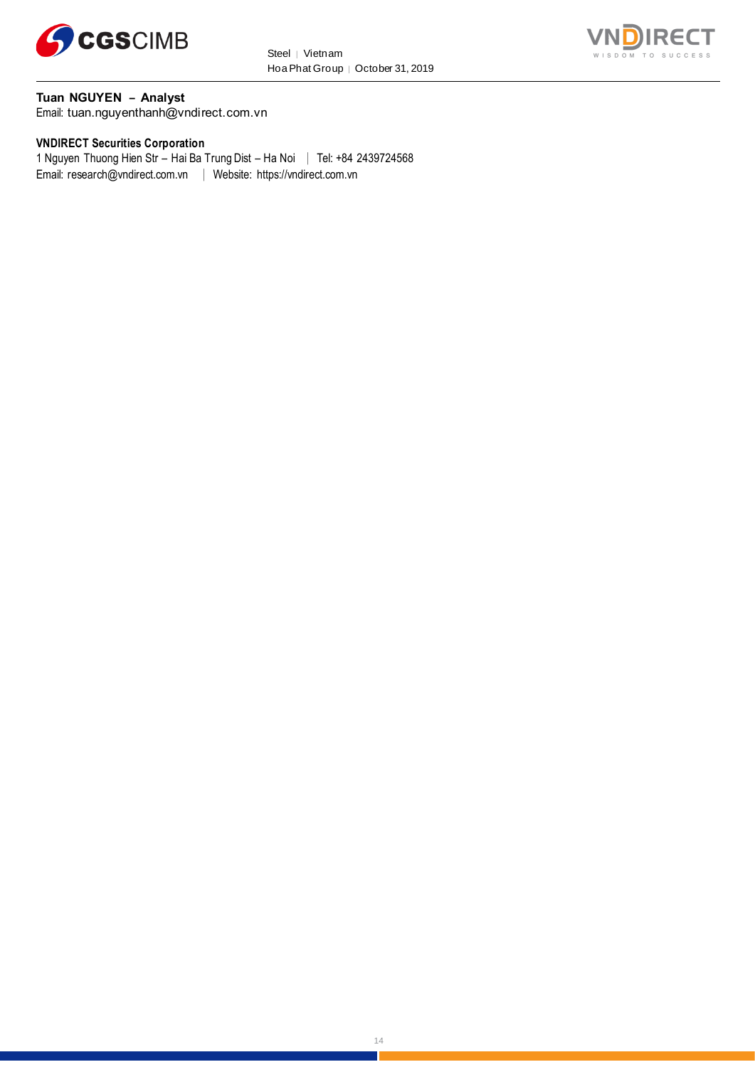**Tuan NGUYEN – Analyst**

Email: tuan.nguyenthanh@vndirect.com.vn

**VNDIRECT Securities Corporation**

1 Nguyen Thuong Hien Str – Hai Ba Trung Dist – Ha Noi | Tel: +84 2439724568

Email: research@vndirect.com.vn | Website: https://vndirect.com.vn